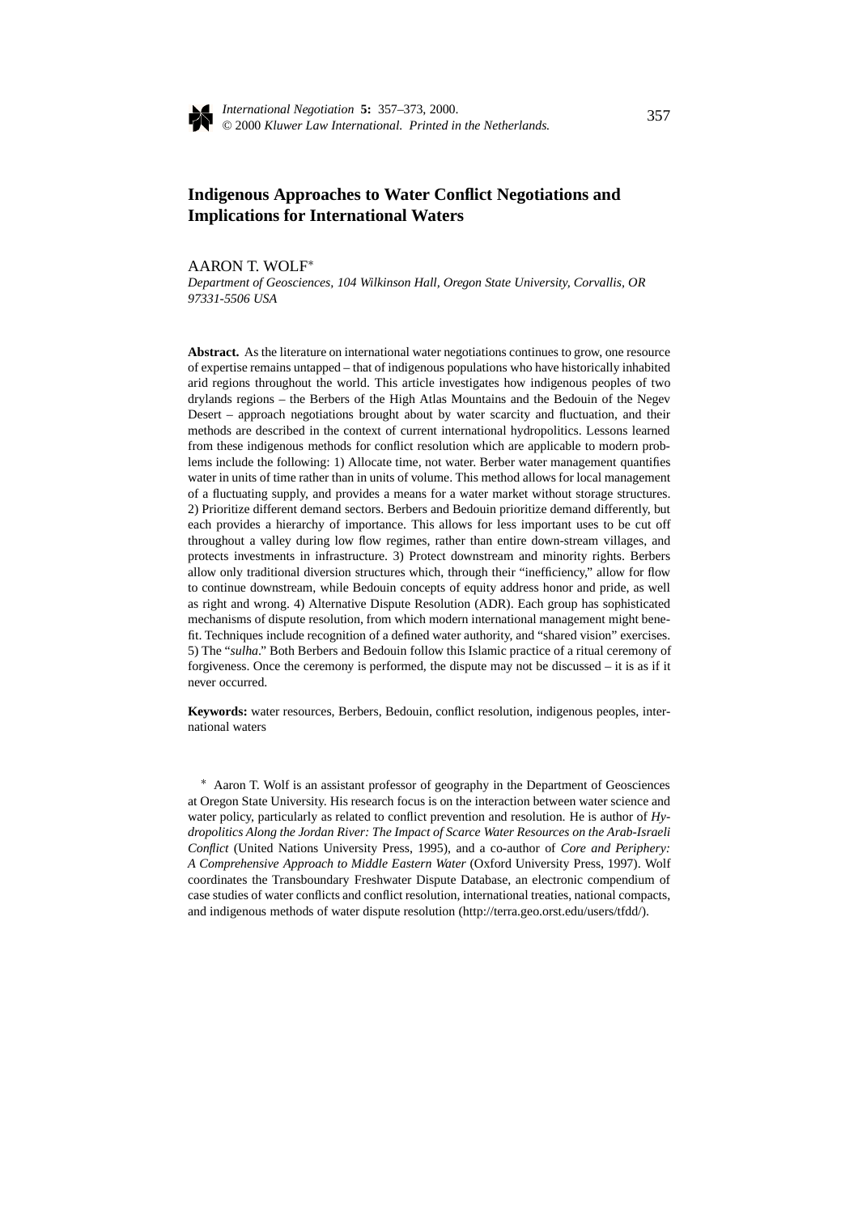# Indigenous Approaches to Water Conflict Negotiations and Implications for International Waters

AARON T. WOLF*

*Department of Geosciences, 104 Wilkinson Hall, Oregon State University, Corvallis, OR 97331-5506 USA*

**Abstract.** As the literature on international water negotiations continues to grow, one resource of expertise remains untapped – that of indigenous populations who have historically inhabited arid regions throughout the world. This article investigates how indigenous peoples of two drylands regions – the Berbers of the High Atlas Mountains and the Bedouin of the Negev Desert – approach negotiations brought about by water scarcity and fluctuation, and their methods are described in the context of current international hydropolitics. Lessons learned from these indigenous methods for conflict resolution which are applicable to modern problems include the following: 1) Allocate time, not water. Berber water management quantifies water in units of time rather than in units of volume. This method allows for local management of a fluctuating supply, and provides a means for a water market without storage structures. 2) Prioritize different demand sectors. Berbers and Bedouin prioritize demand differently, but each provides a hierarchy of importance. This allows for less important uses to be cut off throughout a valley during low flow regimes, rather than entire down-stream villages, and protects investments in infrastructure. 3) Protect downstream and minority rights. Berbers allow only traditional diversion structures which, through their "inefficiency," allow for flow to continue downstream, while Bedouin concepts of equity address honor and pride, as well as right and wrong. 4) Alternative Dispute Resolution (ADR). Each group has sophisticated mechanisms of dispute resolution, from which modern international management might benefit. Techniques include recognition of a defined water authority, and "shared vision" exercises. 5) The "*sulha*." Both Berbers and Bedouin follow this Islamic practice of a ritual ceremony of forgiveness. Once the ceremony is performed, the dispute may not be discussed – it is as if it never occurred.

**Keywords:** water resources, Berbers, Bedouin, conflict resolution, indigenous peoples, international waters

\* Aaron T. Wolf is an assistant professor of geography in the Department of Geosciences at Oregon State University. His research focus is on the interaction between water science and water policy, particularly as related to conflict prevention and resolution. He is author of *Hydropolitics Along the Jordan River: The Impact of Scarce Water Resources on the Arab-Israeli Conflict* (United Nations University Press, 1995), and a co-author of *Core and Periphery: A Comprehensive Approach to Middle Eastern Water* (Oxford University Press, 1997). Wolf coordinates the Transboundary Freshwater Dispute Database, an electronic compendium of case studies of water conflicts and conflict resolution, international treaties, national compacts, and indigenous methods of water dispute resolution (http://terra.geo.orst.edu/users/tfdd/).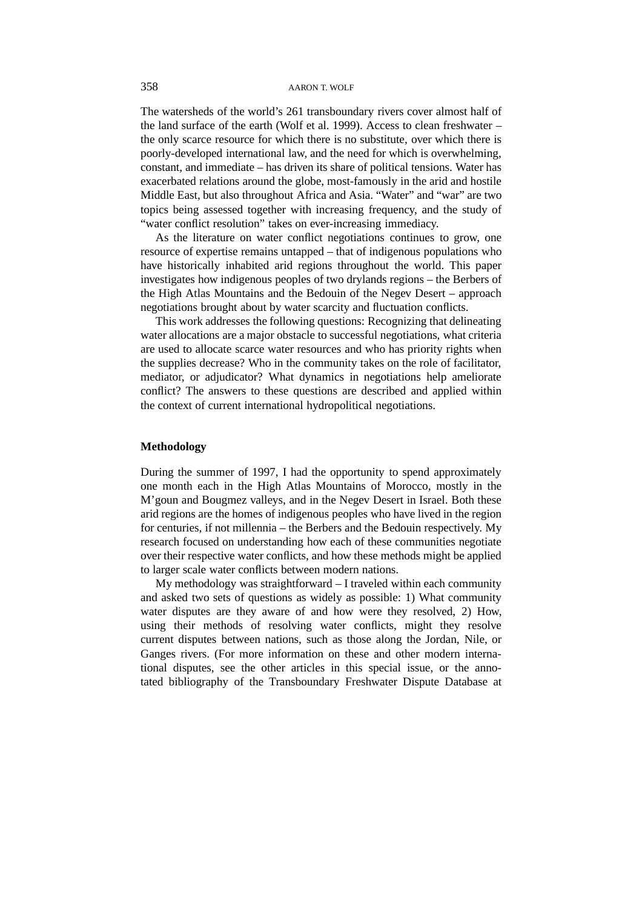The watersheds of the world's 261 transboundary rivers cover almost half of the land surface of the earth (Wolf et al. 1999). Access to clean freshwater – the only scarce resource for which there is no substitute, over which there is poorly-developed international law, and the need for which is overwhelming, constant, and immediate – has driven its share of political tensions. Water has exacerbated relations around the globe, most-famously in the arid and hostile Middle East, but also throughout Africa and Asia. "Water" and "war" are two topics being assessed together with increasing frequency, and the study of "water conflict resolution" takes on ever-increasing immediacy.

As the literature on water conflict negotiations continues to grow, one resource of expertise remains untapped – that of indigenous populations who have historically inhabited arid regions throughout the world. This paper investigates how indigenous peoples of two drylands regions – the Berbers of the High Atlas Mountains and the Bedouin of the Negev Desert – approach negotiations brought about by water scarcity and fluctuation conflicts.

This work addresses the following questions: Recognizing that delineating water allocations are a major obstacle to successful negotiations, what criteria are used to allocate scarce water resources and who has priority rights when the supplies decrease? Who in the community takes on the role of facilitator, mediator, or adjudicator? What dynamics in negotiations help ameliorate conflict? The answers to these questions are described and applied within the context of current international hydropolitical negotiations.

## Methodology

During the summer of 1997, I had the opportunity to spend approximately one month each in the High Atlas Mountains of Morocco, mostly in the M'goun and Bougmez valleys, and in the Negev Desert in Israel. Both these arid regions are the homes of indigenous peoples who have lived in the region for centuries, if not millennia – the Berbers and the Bedouin respectively. My research focused on understanding how each of these communities negotiate over their respective water conflicts, and how these methods might be applied to larger scale water conflicts between modern nations.

My methodology was straightforward – I traveled within each community and asked two sets of questions as widely as possible: 1) What community water disputes are they aware of and how were they resolved, 2) How, using their methods of resolving water conflicts, might they resolve current disputes between nations, such as those along the Jordan, Nile, or Ganges rivers. (For more information on these and other modern international disputes, see the other articles in this special issue, or the annotated bibliography of the Transboundary Freshwater Dispute Database at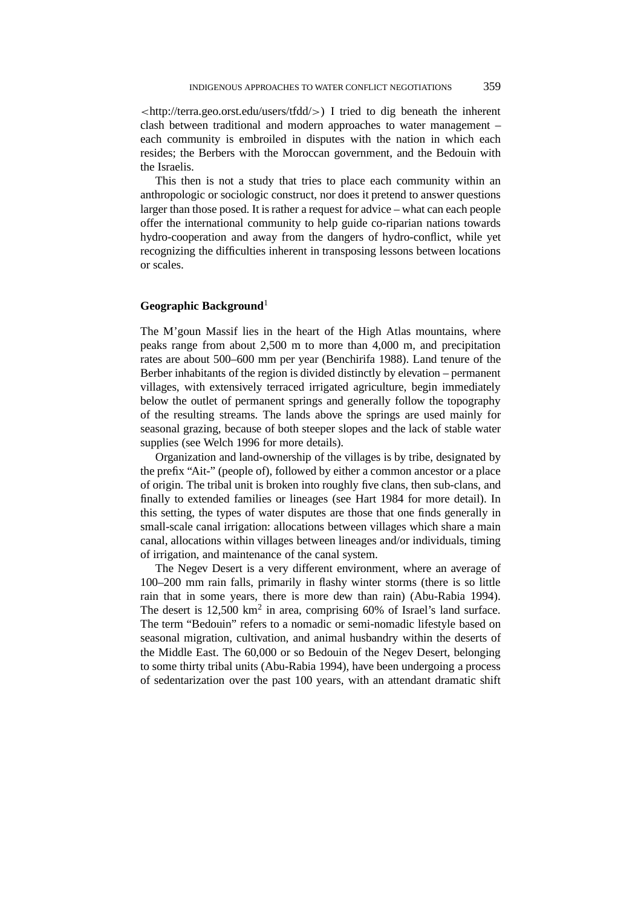<http://terra.geo.orst.edu/users/tfdd/>) I tried to dig beneath the inherent clash between traditional and modern approaches to water management – each community is embroiled in disputes with the nation in which each resides; the Berbers with the Moroccan government, and the Bedouin with the Israelis.

This then is not a study that tries to place each community within an anthropologic or sociologic construct, nor does it pretend to answer questions larger than those posed. It is rather a request for advice – what can each people offer the international community to help guide co-riparian nations towards hydro-cooperation and away from the dangers of hydro-conflict, while yet recognizing the difficulties inherent in transposing lessons between locations or scales.

## Geographic Background[1]

The M'goun Massif lies in the heart of the High Atlas mountains, where peaks range from about 2,500 m to more than 4,000 m, and precipitation rates are about 500–600 mm per year (Benchirifa 1988). Land tenure of the Berber inhabitants of the region is divided distinctly by elevation – permanent villages, with extensively terraced irrigated agriculture, begin immediately below the outlet of permanent springs and generally follow the topography of the resulting streams. The lands above the springs are used mainly for seasonal grazing, because of both steeper slopes and the lack of stable water supplies (see Welch 1996 for more details).

Organization and land-ownership of the villages is by tribe, designated by the prefix "Ait-" (people of), followed by either a common ancestor or a place of origin. The tribal unit is broken into roughly five clans, then sub-clans, and finally to extended families or lineages (see Hart 1984 for more detail). In this setting, the types of water disputes are those that one finds generally in small-scale canal irrigation: allocations between villages which share a main canal, allocations within villages between lineages and/or individuals, timing of irrigation, and maintenance of the canal system.

The Negev Desert is a very different environment, where an average of 100–200 mm rain falls, primarily in flashy winter storms (there is so little rain that in some years, there is more dew than rain) (Abu-Rabia 1994). The desert is 12,500 km$^2$ in area, comprising 60% of Israel's land surface. The term "Bedouin" refers to a nomadic or semi-nomadic lifestyle based on seasonal migration, cultivation, and animal husbandry within the deserts of the Middle East. The 60,000 or so Bedouin of the Negev Desert, belonging to some thirty tribal units (Abu-Rabia 1994), have been undergoing a process of sedentarization over the past 100 years, with an attendant dramatic shift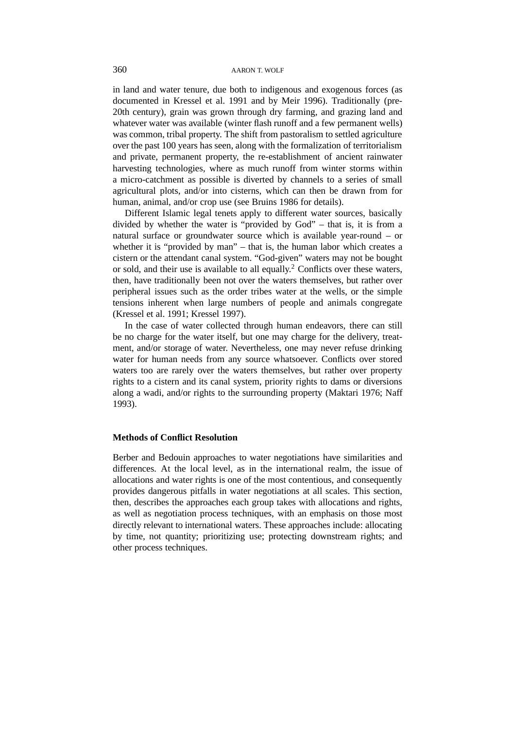in land and water tenure, due both to indigenous and exogenous forces (as documented in Kressel et al. 1991 and by Meir 1996). Traditionally (pre-20th century), grain was grown through dry farming, and grazing land and whatever water was available (winter flash runoff and a few permanent wells) was common, tribal property. The shift from pastoralism to settled agriculture over the past 100 years has seen, along with the formalization of territorialism and private, permanent property, the re-establishment of ancient rainwater harvesting technologies, where as much runoff from winter storms within a micro-catchment as possible is diverted by channels to a series of small agricultural plots, and/or into cisterns, which can then be drawn from for human, animal, and/or crop use (see Bruins 1986 for details).

Different Islamic legal tenets apply to different water sources, basically divided by whether the water is "provided by God" – that is, it is from a natural surface or groundwater source which is available year-round – or whether it is "provided by man" – that is, the human labor which creates a cistern or the attendant canal system. "God-given" waters may not be bought or sold, and their use is available to all equally.[2] Conflicts over these waters, then, have traditionally been not over the waters themselves, but rather over peripheral issues such as the order tribes water at the wells, or the simple tensions inherent when large numbers of people and animals congregate (Kressel et al. 1991; Kressel 1997).

In the case of water collected through human endeavors, there can still be no charge for the water itself, but one may charge for the delivery, treatment, and/or storage of water. Nevertheless, one may never refuse drinking water for human needs from any source whatsoever. Conflicts over stored waters too are rarely over the waters themselves, but rather over property rights to a cistern and its canal system, priority rights to dams or diversions along a wadi, and/or rights to the surrounding property (Maktari 1976; Naff 1993).

**Methods of Conflict Resolution**

Berber and Bedouin approaches to water negotiations have similarities and differences. At the local level, as in the international realm, the issue of allocations and water rights is one of the most contentious, and consequently provides dangerous pitfalls in water negotiations at all scales. This section, then, describes the approaches each group takes with allocations and rights, as well as negotiation process techniques, with an emphasis on those most directly relevant to international waters. These approaches include: allocating by time, not quantity; prioritizing use; protecting downstream rights; and other process techniques.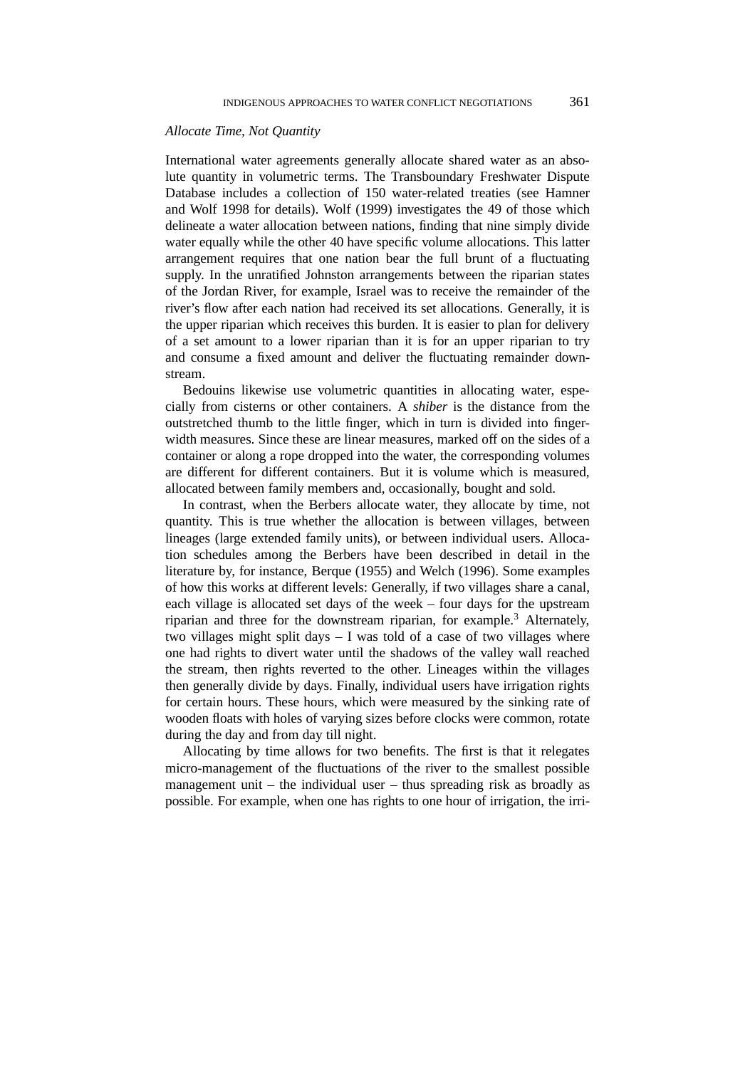*Allocate Time, Not Quantity*

International water agreements generally allocate shared water as an absolute quantity in volumetric terms. The Transboundary Freshwater Dispute Database includes a collection of 150 water-related treaties (see Hamner and Wolf 1998 for details). Wolf (1999) investigates the 49 of those which delineate a water allocation between nations, finding that nine simply divide water equally while the other 40 have specific volume allocations. This latter arrangement requires that one nation bear the full brunt of a fluctuating supply. In the unratified Johnston arrangements between the riparian states of the Jordan River, for example, Israel was to receive the remainder of the river's flow after each nation had received its set allocations. Generally, it is the upper riparian which receives this burden. It is easier to plan for delivery of a set amount to a lower riparian than it is for an upper riparian to try and consume a fixed amount and deliver the fluctuating remainder downstream.

Bedouins likewise use volumetric quantities in allocating water, especially from cisterns or other containers. A *shiber* is the distance from the outstretched thumb to the little finger, which in turn is divided into finger-width measures. Since these are linear measures, marked off on the sides of a container or along a rope dropped into the water, the corresponding volumes are different for different containers. But it is volume which is measured, allocated between family members and, occasionally, bought and sold.

In contrast, when the Berbers allocate water, they allocate by time, not quantity. This is true whether the allocation is between villages, between lineages (large extended family units), or between individual users. Allocation schedules among the Berbers have been described in detail in the literature by, for instance, Berque (1955) and Welch (1996). Some examples of how this works at different levels: Generally, if two villages share a canal, each village is allocated set days of the week – four days for the upstream riparian and three for the downstream riparian, for example.[3] Alternately, two villages might split days – I was told of a case of two villages where one had rights to divert water until the shadows of the valley wall reached the stream, then rights reverted to the other. Lineages within the villages then generally divide by days. Finally, individual users have irrigation rights for certain hours. These hours, which were measured by the sinking rate of wooden floats with holes of varying sizes before clocks were common, rotate during the day and from day till night.

Allocating by time allows for two benefits. The first is that it relegates micro-management of the fluctuations of the river to the smallest possible management unit – the individual user – thus spreading risk as broadly as possible. For example, when one has rights to one hour of irrigation, the irri-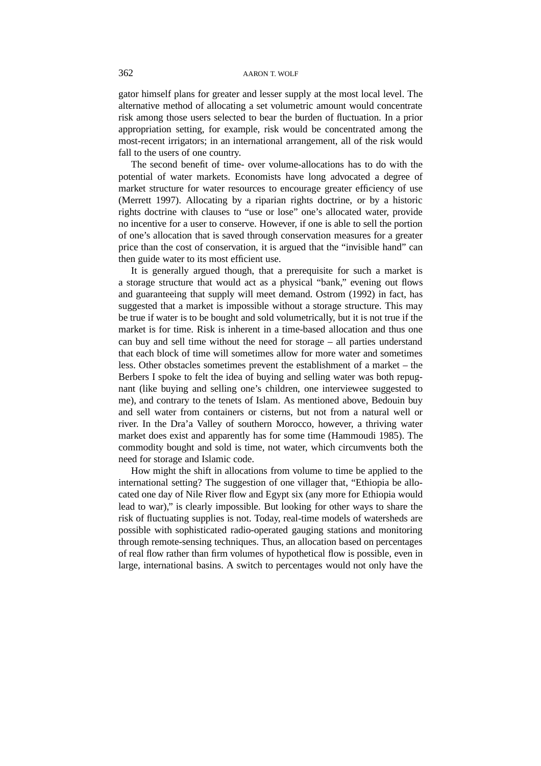gator himself plans for greater and lesser supply at the most local level. The alternative method of allocating a set volumetric amount would concentrate risk among those users selected to bear the burden of fluctuation. In a prior appropriation setting, for example, risk would be concentrated among the most-recent irrigators; in an international arrangement, all of the risk would fall to the users of one country.

The second benefit of time- over volume-allocations has to do with the potential of water markets. Economists have long advocated a degree of market structure for water resources to encourage greater efficiency of use (Merrett 1997). Allocating by a riparian rights doctrine, or by a historic rights doctrine with clauses to "use or lose" one's allocated water, provide no incentive for a user to conserve. However, if one is able to sell the portion of one's allocation that is saved through conservation measures for a greater price than the cost of conservation, it is argued that the "invisible hand" can then guide water to its most efficient use.

It is generally argued though, that a prerequisite for such a market is a storage structure that would act as a physical "bank," evening out flows and guaranteeing that supply will meet demand. Ostrom (1992) in fact, has suggested that a market is impossible without a storage structure. This may be true if water is to be bought and sold volumetrically, but it is not true if the market is for time. Risk is inherent in a time-based allocation and thus one can buy and sell time without the need for storage – all parties understand that each block of time will sometimes allow for more water and sometimes less. Other obstacles sometimes prevent the establishment of a market – the Berbers I spoke to felt the idea of buying and selling water was both repugnant (like buying and selling one's children, one interviewee suggested to me), and contrary to the tenets of Islam. As mentioned above, Bedouin buy and sell water from containers or cisterns, but not from a natural well or river. In the Dra'a Valley of southern Morocco, however, a thriving water market does exist and apparently has for some time (Hammoudi 1985). The commodity bought and sold is time, not water, which circumvents both the need for storage and Islamic code.

How might the shift in allocations from volume to time be applied to the international setting? The suggestion of one villager that, "Ethiopia be allocated one day of Nile River flow and Egypt six (any more for Ethiopia would lead to war)," is clearly impossible. But looking for other ways to share the risk of fluctuating supplies is not. Today, real-time models of watersheds are possible with sophisticated radio-operated gauging stations and monitoring through remote-sensing techniques. Thus, an allocation based on percentages of real flow rather than firm volumes of hypothetical flow is possible, even in large, international basins. A switch to percentages would not only have the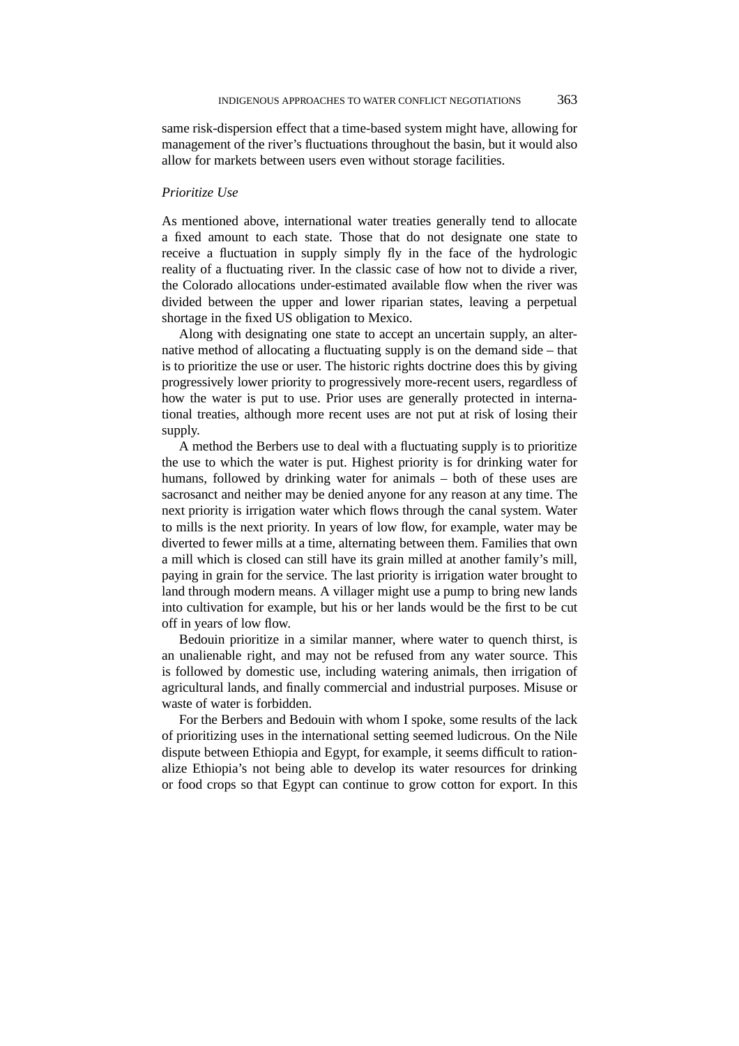same risk-dispersion effect that a time-based system might have, allowing for management of the river's fluctuations throughout the basin, but it would also allow for markets between users even without storage facilities.

### *Prioritize Use*

As mentioned above, international water treaties generally tend to allocate a fixed amount to each state. Those that do not designate one state to receive a fluctuation in supply simply fly in the face of the hydrologic reality of a fluctuating river. In the classic case of how not to divide a river, the Colorado allocations under-estimated available flow when the river was divided between the upper and lower riparian states, leaving a perpetual shortage in the fixed US obligation to Mexico.

Along with designating one state to accept an uncertain supply, an alternative method of allocating a fluctuating supply is on the demand side – that is to prioritize the use or user. The historic rights doctrine does this by giving progressively lower priority to progressively more-recent users, regardless of how the water is put to use. Prior uses are generally protected in international treaties, although more recent uses are not put at risk of losing their supply.

A method the Berbers use to deal with a fluctuating supply is to prioritize the use to which the water is put. Highest priority is for drinking water for humans, followed by drinking water for animals – both of these uses are sacrosanct and neither may be denied anyone for any reason at any time. The next priority is irrigation water which flows through the canal system. Water to mills is the next priority. In years of low flow, for example, water may be diverted to fewer mills at a time, alternating between them. Families that own a mill which is closed can still have its grain milled at another family's mill, paying in grain for the service. The last priority is irrigation water brought to land through modern means. A villager might use a pump to bring new lands into cultivation for example, but his or her lands would be the first to be cut off in years of low flow.

Bedouin prioritize in a similar manner, where water to quench thirst, is an unalienable right, and may not be refused from any water source. This is followed by domestic use, including watering animals, then irrigation of agricultural lands, and finally commercial and industrial purposes. Misuse or waste of water is forbidden.

For the Berbers and Bedouin with whom I spoke, some results of the lack of prioritizing uses in the international setting seemed ludicrous. On the Nile dispute between Ethiopia and Egypt, for example, it seems difficult to rationalize Ethiopia's not being able to develop its water resources for drinking or food crops so that Egypt can continue to grow cotton for export. In this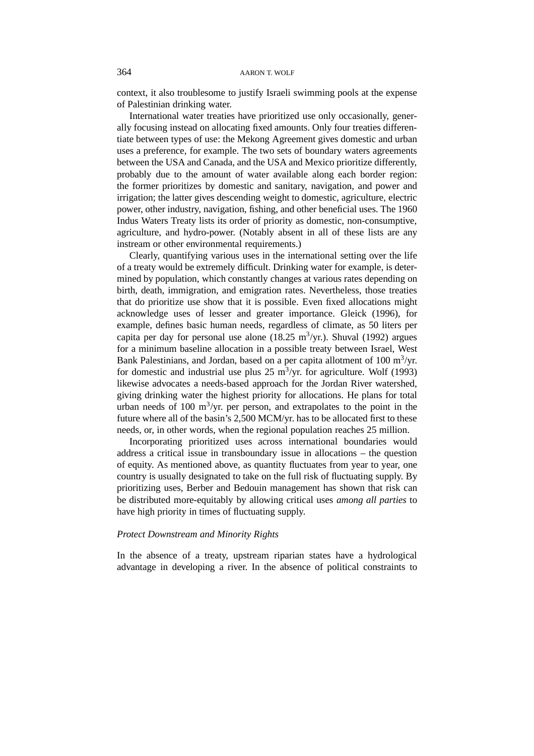context, it also troublesome to justify Israeli swimming pools at the expense of Palestinian drinking water.

International water treaties have prioritized use only occasionally, generally focusing instead on allocating fixed amounts. Only four treaties differentiate between types of use: the Mekong Agreement gives domestic and urban uses a preference, for example. The two sets of boundary waters agreements between the USA and Canada, and the USA and Mexico prioritize differently, probably due to the amount of water available along each border region: the former prioritizes by domestic and sanitary, navigation, and power and irrigation; the latter gives descending weight to domestic, agriculture, electric power, other industry, navigation, fishing, and other beneficial uses. The 1960 Indus Waters Treaty lists its order of priority as domestic, non-consumptive, agriculture, and hydro-power. (Notably absent in all of these lists are any instream or other environmental requirements.)

Clearly, quantifying various uses in the international setting over the life of a treaty would be extremely difficult. Drinking water for example, is determined by population, which constantly changes at various rates depending on birth, death, immigration, and emigration rates. Nevertheless, those treaties that do prioritize use show that it is possible. Even fixed allocations might acknowledge uses of lesser and greater importance. Gleick (1996), for example, defines basic human needs, regardless of climate, as 50 liters per capita per day for personal use alone (18.25 $m^3$/yr.). Shuval (1992) argues for a minimum baseline allocation in a possible treaty between Israel, West Bank Palestinians, and Jordan, based on a per capita allotment of 100 $m^3$/yr. for domestic and industrial use plus 25 $m^3$/yr. for agriculture. Wolf (1993) likewise advocates a needs-based approach for the Jordan River watershed, giving drinking water the highest priority for allocations. He plans for total urban needs of 100 $m^3$/yr. per person, and extrapolates to the point in the future where all of the basin's 2,500 MCM/yr. has to be allocated first to these needs, or, in other words, when the regional population reaches 25 million.

Incorporating prioritized uses across international boundaries would address a critical issue in transboundary issue in allocations – the question of equity. As mentioned above, as quantity fluctuates from year to year, one country is usually designated to take on the full risk of fluctuating supply. By prioritizing uses, Berber and Bedouin management has shown that risk can be distributed more-equitably by allowing critical uses *among all parties* to have high priority in times of fluctuating supply.

### *Protect Downstream and Minority Rights*

In the absence of a treaty, upstream riparian states have a hydrological advantage in developing a river. In the absence of political constraints to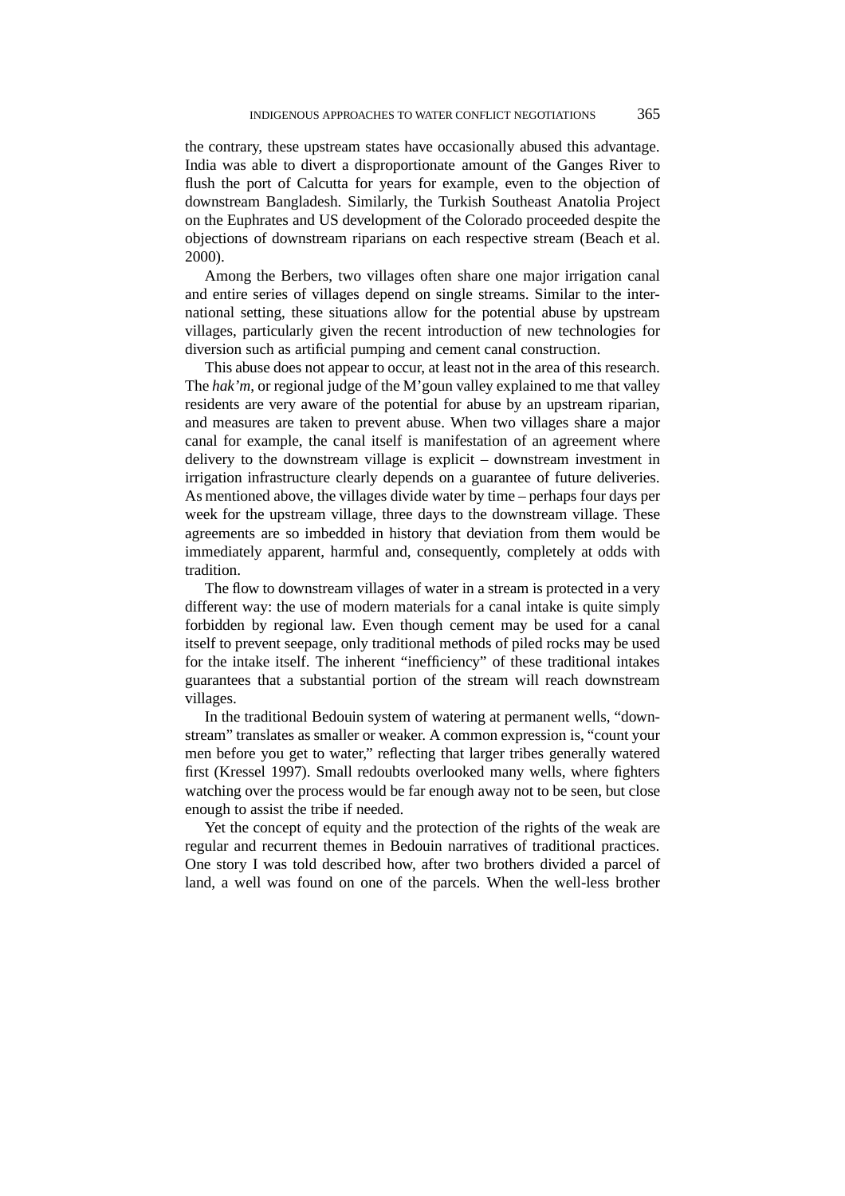the contrary, these upstream states have occasionally abused this advantage. India was able to divert a disproportionate amount of the Ganges River to flush the port of Calcutta for years for example, even to the objection of downstream Bangladesh. Similarly, the Turkish Southeast Anatolia Project on the Euphrates and US development of the Colorado proceeded despite the objections of downstream riparians on each respective stream (Beach et al. 2000).

Among the Berbers, two villages often share one major irrigation canal and entire series of villages depend on single streams. Similar to the international setting, these situations allow for the potential abuse by upstream villages, particularly given the recent introduction of new technologies for diversion such as artificial pumping and cement canal construction.

This abuse does not appear to occur, at least not in the area of this research. The *hak'm*, or regional judge of the M'goun valley explained to me that valley residents are very aware of the potential for abuse by an upstream riparian, and measures are taken to prevent abuse. When two villages share a major canal for example, the canal itself is manifestation of an agreement where delivery to the downstream village is explicit – downstream investment in irrigation infrastructure clearly depends on a guarantee of future deliveries. As mentioned above, the villages divide water by time – perhaps four days per week for the upstream village, three days to the downstream village. These agreements are so imbedded in history that deviation from them would be immediately apparent, harmful and, consequently, completely at odds with tradition.

The flow to downstream villages of water in a stream is protected in a very different way: the use of modern materials for a canal intake is quite simply forbidden by regional law. Even though cement may be used for a canal itself to prevent seepage, only traditional methods of piled rocks may be used for the intake itself. The inherent "inefficiency" of these traditional intakes guarantees that a substantial portion of the stream will reach downstream villages.

In the traditional Bedouin system of watering at permanent wells, "downstream" translates as smaller or weaker. A common expression is, "count your men before you get to water," reflecting that larger tribes generally watered first (Kressel 1997). Small redoubts overlooked many wells, where fighters watching over the process would be far enough away not to be seen, but close enough to assist the tribe if needed.

Yet the concept of equity and the protection of the rights of the weak are regular and recurrent themes in Bedouin narratives of traditional practices. One story I was told described how, after two brothers divided a parcel of land, a well was found on one of the parcels. When the well-less brother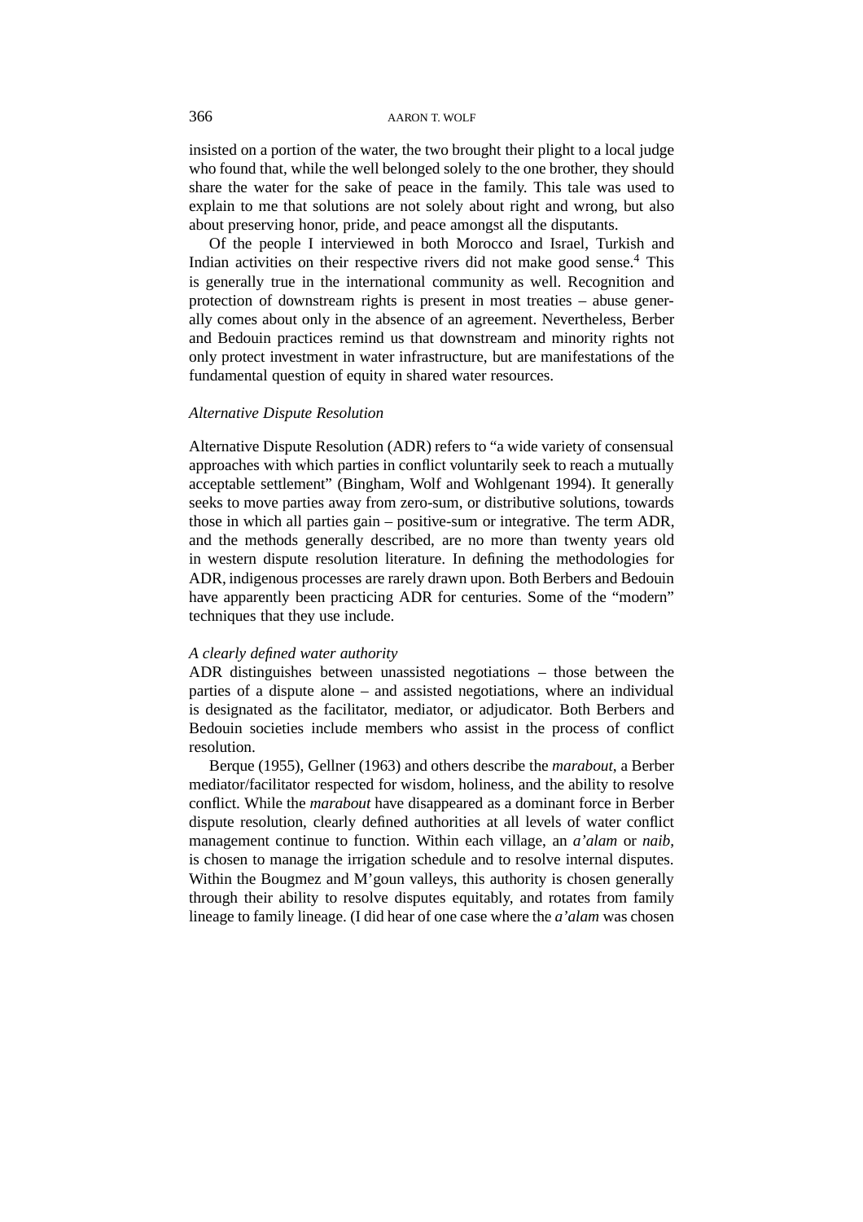insisted on a portion of the water, the two brought their plight to a local judge who found that, while the well belonged solely to the one brother, they should share the water for the sake of peace in the family. This tale was used to explain to me that solutions are not solely about right and wrong, but also about preserving honor, pride, and peace amongst all the disputants.

Of the people I interviewed in both Morocco and Israel, Turkish and Indian activities on their respective rivers did not make good sense.[4] This is generally true in the international community as well. Recognition and protection of downstream rights is present in most treaties – abuse generally comes about only in the absence of an agreement. Nevertheless, Berber and Bedouin practices remind us that downstream and minority rights not only protect investment in water infrastructure, but are manifestations of the fundamental question of equity in shared water resources.

### *Alternative Dispute Resolution*

Alternative Dispute Resolution (ADR) refers to "a wide variety of consensual approaches with which parties in conflict voluntarily seek to reach a mutually acceptable settlement" (Bingham, Wolf and Wohlgenant 1994). It generally seeks to move parties away from zero-sum, or distributive solutions, towards those in which all parties gain – positive-sum or integrative. The term ADR, and the methods generally described, are no more than twenty years old in western dispute resolution literature. In defining the methodologies for ADR, indigenous processes are rarely drawn upon. Both Berbers and Bedouin have apparently been practicing ADR for centuries. Some of the "modern" techniques that they use include.

#### *A clearly defined water authority*

ADR distinguishes between unassisted negotiations – those between the parties of a dispute alone – and assisted negotiations, where an individual is designated as the facilitator, mediator, or adjudicator. Both Berbers and Bedouin societies include members who assist in the process of conflict resolution.

Berque (1955), Gellner (1963) and others describe the *marabout*, a Berber mediator/facilitator respected for wisdom, holiness, and the ability to resolve conflict. While the *marabout* have disappeared as a dominant force in Berber dispute resolution, clearly defined authorities at all levels of water conflict management continue to function. Within each village, an *a'alam* or *naib*, is chosen to manage the irrigation schedule and to resolve internal disputes. Within the Bougmez and M'goun valleys, this authority is chosen generally through their ability to resolve disputes equitably, and rotates from family lineage to family lineage. (I did hear of one case where the *a'alam* was chosen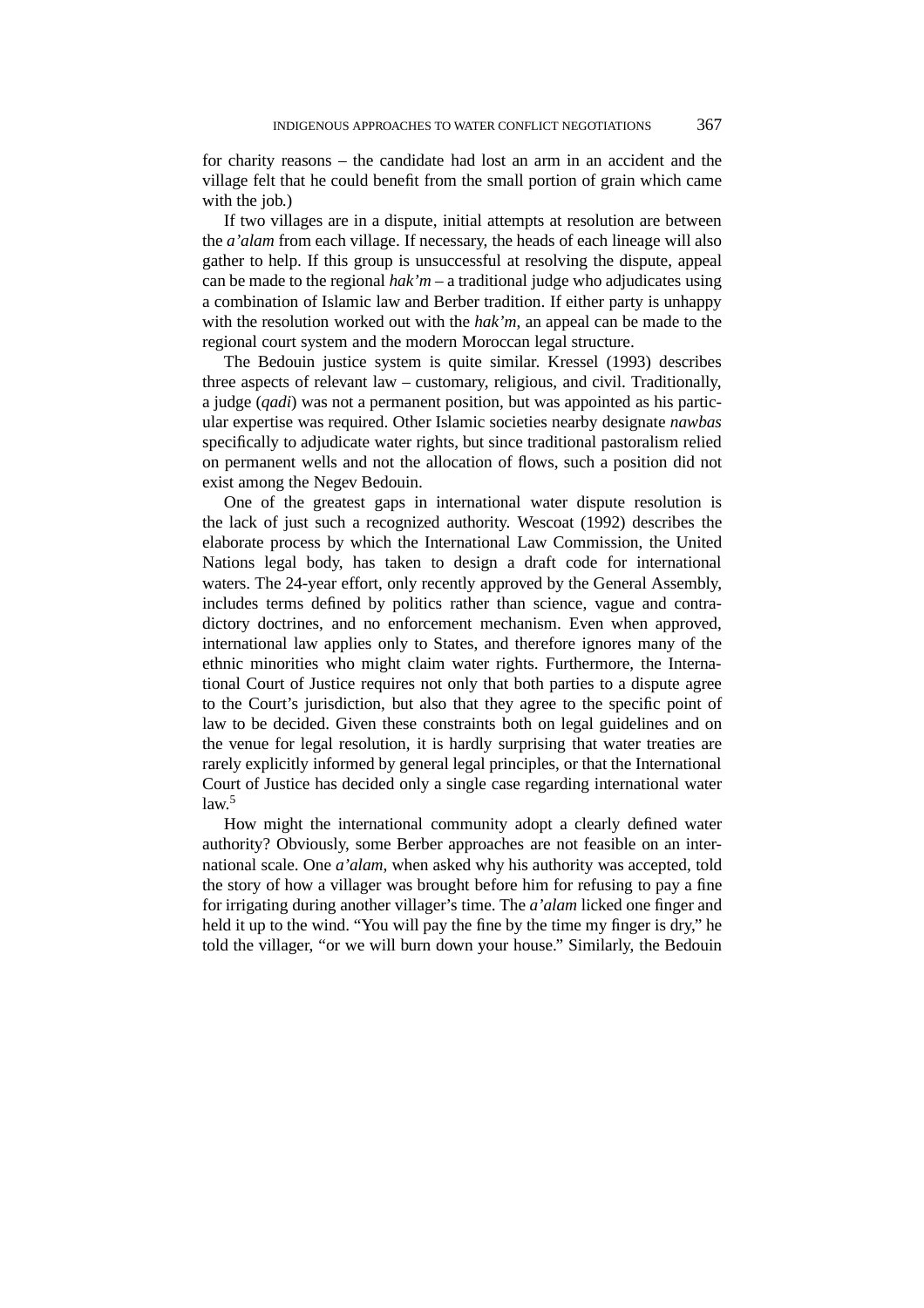for charity reasons – the candidate had lost an arm in an accident and the village felt that he could benefit from the small portion of grain which came with the job.)

If two villages are in a dispute, initial attempts at resolution are between the *a'alam* from each village. If necessary, the heads of each lineage will also gather to help. If this group is unsuccessful at resolving the dispute, appeal can be made to the regional *hak'm* – a traditional judge who adjudicates using a combination of Islamic law and Berber tradition. If either party is unhappy with the resolution worked out with the *hak'm*, an appeal can be made to the regional court system and the modern Moroccan legal structure.

The Bedouin justice system is quite similar. Kressel (1993) describes three aspects of relevant law – customary, religious, and civil. Traditionally, a judge (*qadi*) was not a permanent position, but was appointed as his particular expertise was required. Other Islamic societies nearby designate *nawbas* specifically to adjudicate water rights, but since traditional pastoralism relied on permanent wells and not the allocation of flows, such a position did not exist among the Negev Bedouin.

One of the greatest gaps in international water dispute resolution is the lack of just such a recognized authority. Wescoat (1992) describes the elaborate process by which the International Law Commission, the United Nations legal body, has taken to design a draft code for international waters. The 24-year effort, only recently approved by the General Assembly, includes terms defined by politics rather than science, vague and contradictory doctrines, and no enforcement mechanism. Even when approved, international law applies only to States, and therefore ignores many of the ethnic minorities who might claim water rights. Furthermore, the International Court of Justice requires not only that both parties to a dispute agree to the Court's jurisdiction, but also that they agree to the specific point of law to be decided. Given these constraints both on legal guidelines and on the venue for legal resolution, it is hardly surprising that water treaties are rarely explicitly informed by general legal principles, or that the International Court of Justice has decided only a single case regarding international water law.[5]

How might the international community adopt a clearly defined water authority? Obviously, some Berber approaches are not feasible on an international scale. One *a'alam*, when asked why his authority was accepted, told the story of how a villager was brought before him for refusing to pay a fine for irrigating during another villager's time. The *a'alam* licked one finger and held it up to the wind. "You will pay the fine by the time my finger is dry," he told the villager, "or we will burn down your house." Similarly, the Bedouin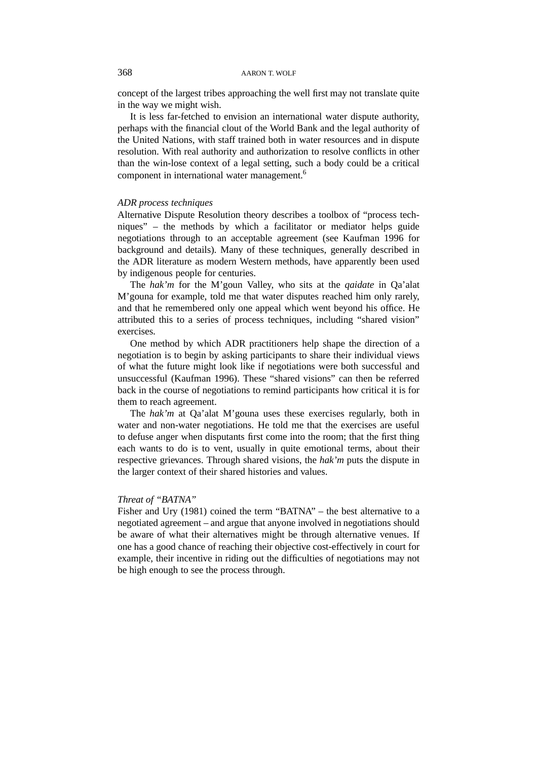concept of the largest tribes approaching the well first may not translate quite in the way we might wish.

It is less far-fetched to envision an international water dispute authority, perhaps with the financial clout of the World Bank and the legal authority of the United Nations, with staff trained both in water resources and in dispute resolution. With real authority and authorization to resolve conflicts in other than the win-lose context of a legal setting, such a body could be a critical component in international water management.[6]

*ADR process techniques*

Alternative Dispute Resolution theory describes a toolbox of "process techniques" – the methods by which a facilitator or mediator helps guide negotiations through to an acceptable agreement (see Kaufman 1996 for background and details). Many of these techniques, generally described in the ADR literature as modern Western methods, have apparently been used by indigenous people for centuries.

The *hak'm* for the M'goun Valley, who sits at the *qaidate* in Qa'alat M'gouna for example, told me that water disputes reached him only rarely, and that he remembered only one appeal which went beyond his office. He attributed this to a series of process techniques, including "shared vision" exercises.

One method by which ADR practitioners help shape the direction of a negotiation is to begin by asking participants to share their individual views of what the future might look like if negotiations were both successful and unsuccessful (Kaufman 1996). These "shared visions" can then be referred back in the course of negotiations to remind participants how critical it is for them to reach agreement.

The *hak'm* at Qa'alat M'gouna uses these exercises regularly, both in water and non-water negotiations. He told me that the exercises are useful to defuse anger when disputants first come into the room; that the first thing each wants to do is to vent, usually in quite emotional terms, about their respective grievances. Through shared visions, the *hak'm* puts the dispute in the larger context of their shared histories and values.

*Threat of "BATNA"*

Fisher and Ury (1981) coined the term "BATNA" – the best alternative to a negotiated agreement – and argue that anyone involved in negotiations should be aware of what their alternatives might be through alternative venues. If one has a good chance of reaching their objective cost-effectively in court for example, their incentive in riding out the difficulties of negotiations may not be high enough to see the process through.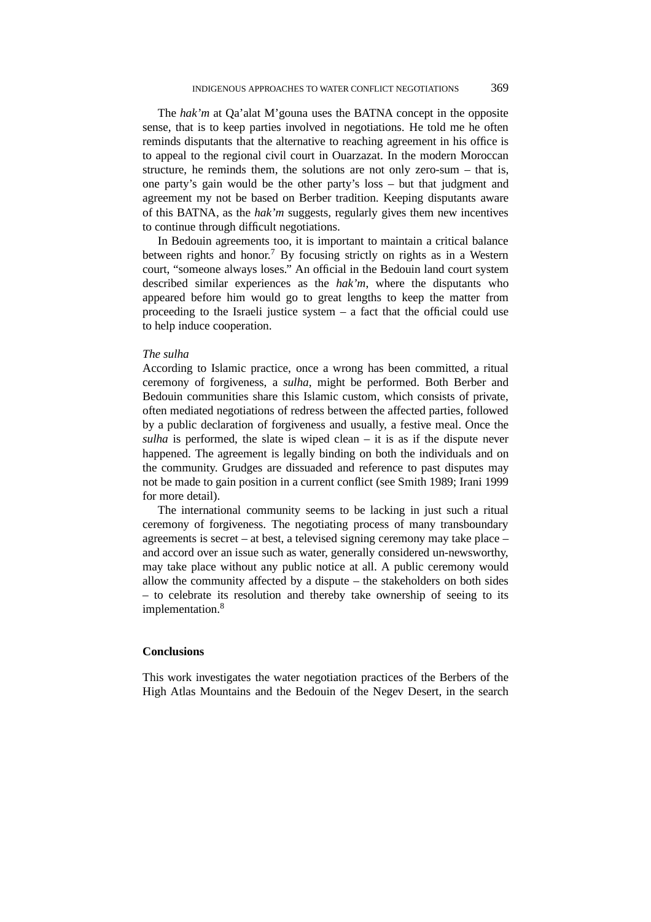The *hak'm* at Qa'alat M'gouna uses the BATNA concept in the opposite sense, that is to keep parties involved in negotiations. He told me he often reminds disputants that the alternative to reaching agreement in his office is to appeal to the regional civil court in Ouarzazat. In the modern Moroccan structure, he reminds them, the solutions are not only zero-sum – that is, one party's gain would be the other party's loss – but that judgment and agreement my not be based on Berber tradition. Keeping disputants aware of this BATNA, as the *hak'm* suggests, regularly gives them new incentives to continue through difficult negotiations.

In Bedouin agreements too, it is important to maintain a critical balance between rights and honor.[7] By focusing strictly on rights as in a Western court, "someone always loses." An official in the Bedouin land court system described similar experiences as the *hak'm*, where the disputants who appeared before him would go to great lengths to keep the matter from proceeding to the Israeli justice system – a fact that the official could use to help induce cooperation.

*The sulha*

According to Islamic practice, once a wrong has been committed, a ritual ceremony of forgiveness, a *sulha*, might be performed. Both Berber and Bedouin communities share this Islamic custom, which consists of private, often mediated negotiations of redress between the affected parties, followed by a public declaration of forgiveness and usually, a festive meal. Once the *sulha* is performed, the slate is wiped clean – it is as if the dispute never happened. The agreement is legally binding on both the individuals and on the community. Grudges are dissuaded and reference to past disputes may not be made to gain position in a current conflict (see Smith 1989; Irani 1999 for more detail).

The international community seems to be lacking in just such a ritual ceremony of forgiveness. The negotiating process of many transboundary agreements is secret – at best, a televised signing ceremony may take place – and accord over an issue such as water, generally considered un-newsworthy, may take place without any public notice at all. A public ceremony would allow the community affected by a dispute – the stakeholders on both sides – to celebrate its resolution and thereby take ownership of seeing to its implementation.[8]

## Conclusions

This work investigates the water negotiation practices of the Berbers of the High Atlas Mountains and the Bedouin of the Negev Desert, in the search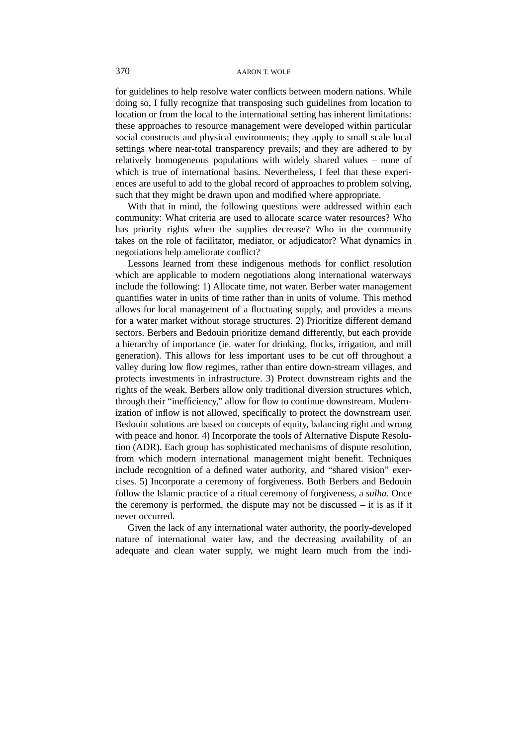for guidelines to help resolve water conflicts between modern nations. While doing so, I fully recognize that transposing such guidelines from location to location or from the local to the international setting has inherent limitations: these approaches to resource management were developed within particular social constructs and physical environments; they apply to small scale local settings where near-total transparency prevails; and they are adhered to by relatively homogeneous populations with widely shared values – none of which is true of international basins. Nevertheless, I feel that these experiences are useful to add to the global record of approaches to problem solving, such that they might be drawn upon and modified where appropriate.

With that in mind, the following questions were addressed within each community: What criteria are used to allocate scarce water resources? Who has priority rights when the supplies decrease? Who in the community takes on the role of facilitator, mediator, or adjudicator? What dynamics in negotiations help ameliorate conflict?

Lessons learned from these indigenous methods for conflict resolution which are applicable to modern negotiations along international waterways include the following: 1) Allocate time, not water. Berber water management quantifies water in units of time rather than in units of volume. This method allows for local management of a fluctuating supply, and provides a means for a water market without storage structures. 2) Prioritize different demand sectors. Berbers and Bedouin prioritize demand differently, but each provide a hierarchy of importance (ie. water for drinking, flocks, irrigation, and mill generation). This allows for less important uses to be cut off throughout a valley during low flow regimes, rather than entire down-stream villages, and protects investments in infrastructure. 3) Protect downstream rights and the rights of the weak. Berbers allow only traditional diversion structures which, through their "inefficiency," allow for flow to continue downstream. Modernization of inflow is not allowed, specifically to protect the downstream user. Bedouin solutions are based on concepts of equity, balancing right and wrong with peace and honor. 4) Incorporate the tools of Alternative Dispute Resolution (ADR). Each group has sophisticated mechanisms of dispute resolution, from which modern international management might benefit. Techniques include recognition of a defined water authority, and "shared vision" exercises. 5) Incorporate a ceremony of forgiveness. Both Berbers and Bedouin follow the Islamic practice of a ritual ceremony of forgiveness, a *sulha*. Once the ceremony is performed, the dispute may not be discussed – it is as if it never occurred.

Given the lack of any international water authority, the poorly-developed nature of international water law, and the decreasing availability of an adequate and clean water supply, we might learn much from the indi-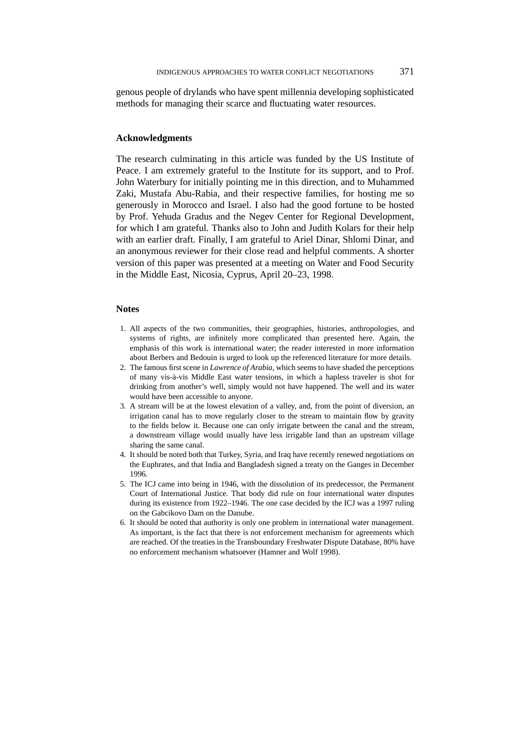genous people of drylands who have spent millennia developing sophisticated methods for managing their scarce and fluctuating water resources.

## Acknowledgments

The research culminating in this article was funded by the US Institute of Peace. I am extremely grateful to the Institute for its support, and to Prof. John Waterbury for initially pointing me in this direction, and to Muhammed Zaki, Mustafa Abu-Rabia, and their respective families, for hosting me so generously in Morocco and Israel. I also had the good fortune to be hosted by Prof. Yehuda Gradus and the Negev Center for Regional Development, for which I am grateful. Thanks also to John and Judith Kolars for their help with an earlier draft. Finally, I am grateful to Ariel Dinar, Shlomi Dinar, and an anonymous reviewer for their close read and helpful comments. A shorter version of this paper was presented at a meeting on Water and Food Security in the Middle East, Nicosia, Cyprus, April 20–23, 1998.

## Notes

1. All aspects of the two communities, their geographies, histories, anthropologies, and systems of rights, are infinitely more complicated than presented here. Again, the emphasis of this work is international water; the reader interested in more information about Berbers and Bedouin is urged to look up the referenced literature for more details.
2. The famous first scene in *Lawrence of Arabia*, which seems to have shaded the perceptions of many vis-à-vis Middle East water tensions, in which a hapless traveler is shot for drinking from another's well, simply would not have happened. The well and its water would have been accessible to anyone.
3. A stream will be at the lowest elevation of a valley, and, from the point of diversion, an irrigation canal has to move regularly closer to the stream to maintain flow by gravity to the fields below it. Because one can only irrigate between the canal and the stream, a downstream village would usually have less irrigable land than an upstream village sharing the same canal.
4. It should be noted both that Turkey, Syria, and Iraq have recently renewed negotiations on the Euphrates, and that India and Bangladesh signed a treaty on the Ganges in December 1996.
5. The ICJ came into being in 1946, with the dissolution of its predecessor, the Permanent Court of International Justice. That body did rule on four international water disputes during its existence from 1922–1946. The one case decided by the ICJ was a 1997 ruling on the Gabcikovo Dam on the Danube.
6. It should be noted that authority is only one problem in international water management. As important, is the fact that there is not enforcement mechanism for agreements which are reached. Of the treaties in the Transboundary Freshwater Dispute Database, 80% have no enforcement mechanism whatsoever (Hamner and Wolf 1998).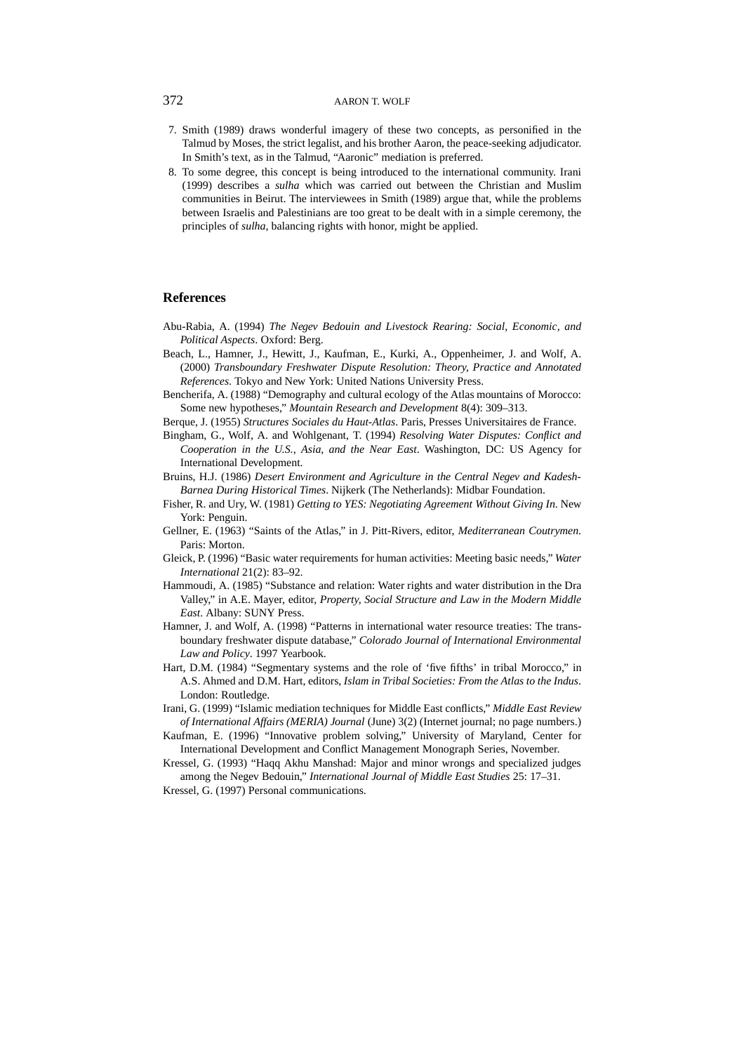7. Smith (1989) draws wonderful imagery of these two concepts, as personified in the Talmud by Moses, the strict legalist, and his brother Aaron, the peace-seeking adjudicator. In Smith's text, as in the Talmud, "Aaronic" mediation is preferred.
8. To some degree, this concept is being introduced to the international community. Irani (1999) describes a *sulha* which was carried out between the Christian and Muslim communities in Beirut. The interviewees in Smith (1989) argue that, while the problems between Israelis and Palestinians are too great to be dealt with in a simple ceremony, the principles of *sulha*, balancing rights with honor, might be applied.

## References

Abu-Rabia, A. (1994) *The Negev Bedouin and Livestock Rearing: Social, Economic, and Political Aspects*. Oxford: Berg.

Beach, L., Hamner, J., Hewitt, J., Kaufman, E., Kurki, A., Oppenheimer, J. and Wolf, A. (2000) *Transboundary Freshwater Dispute Resolution: Theory, Practice and Annotated References*. Tokyo and New York: United Nations University Press.

Bencherifa, A. (1988) "Demography and cultural ecology of the Atlas mountains of Morocco: Some new hypotheses," *Mountain Research and Development* 8(4): 309–313.

Berque, J. (1955) *Structures Sociales du Haut-Atlas*. Paris, Presses Universitaires de France.

Bingham, G., Wolf, A. and Wohlgenant, T. (1994) *Resolving Water Disputes: Conflict and Cooperation in the U.S., Asia, and the Near East*. Washington, DC: US Agency for International Development.

Bruins, H.J. (1986) *Desert Environment and Agriculture in the Central Negev and Kadesh-Barnea During Historical Times*. Nijkerk (The Netherlands): Midbar Foundation.

Fisher, R. and Ury, W. (1981) *Getting to YES: Negotiating Agreement Without Giving In*. New York: Penguin.

Gellner, E. (1963) "Saints of the Atlas," in J. Pitt-Rivers, editor, *Mediterranean Coutrymen*. Paris: Morton.

Gleick, P. (1996) "Basic water requirements for human activities: Meeting basic needs," *Water International* 21(2): 83–92.

Hammoudi, A. (1985) "Substance and relation: Water rights and water distribution in the Dra Valley," in A.E. Mayer, editor, *Property, Social Structure and Law in the Modern Middle East*. Albany: SUNY Press.

Hamner, J. and Wolf, A. (1998) "Patterns in international water resource treaties: The transboundary freshwater dispute database," *Colorado Journal of International Environmental Law and Policy*. 1997 Yearbook.

Hart, D.M. (1984) "Segmentary systems and the role of 'five fifths' in tribal Morocco," in A.S. Ahmed and D.M. Hart, editors, *Islam in Tribal Societies: From the Atlas to the Indus*. London: Routledge.

Irani, G. (1999) "Islamic mediation techniques for Middle East conflicts," *Middle East Review of International Affairs (MERIA) Journal* (June) 3(2) (Internet journal; no page numbers.)

Kaufman, E. (1996) "Innovative problem solving," University of Maryland, Center for International Development and Conflict Management Monograph Series, November.

Kressel, G. (1993) "Haqq Akhu Manshad: Major and minor wrongs and specialized judges among the Negev Bedouin," *International Journal of Middle East Studies* 25: 17–31.

Kressel, G. (1997) Personal communications.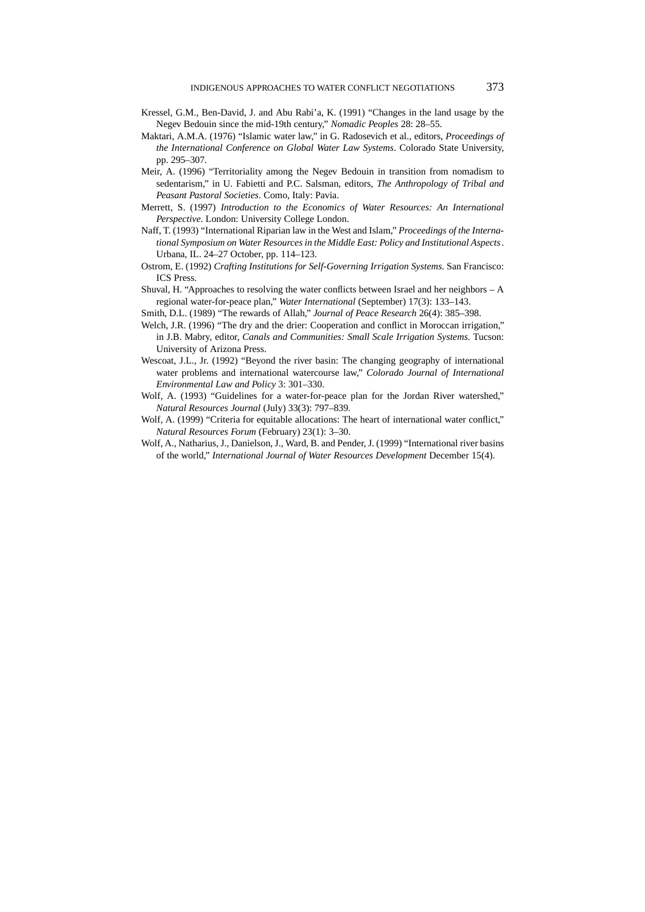Kressel, G.M., Ben-David, J. and Abu Rabi'a, K. (1991) "Changes in the land usage by the Negev Bedouin since the mid-19th century," *Nomadic Peoples* 28: 28–55.

Maktari, A.M.A. (1976) "Islamic water law," in G. Radosevich et al., editors, *Proceedings of the International Conference on Global Water Law Systems*. Colorado State University, pp. 295–307.

Meir, A. (1996) "Territoriality among the Negev Bedouin in transition from nomadism to sedentarism," in U. Fabietti and P.C. Salsman, editors, *The Anthropology of Tribal and Peasant Pastoral Societies*. Como, Italy: Pavia.

Merrett, S. (1997) *Introduction to the Economics of Water Resources: An International Perspective*. London: University College London.

Naff, T. (1993) "International Riparian law in the West and Islam," *Proceedings of the International Symposium on Water Resources in the Middle East: Policy and Institutional Aspects*. Urbana, IL. 24–27 October, pp. 114–123.

Ostrom, E. (1992) *Crafting Institutions for Self-Governing Irrigation Systems.* San Francisco: ICS Press.

Shuval, H. "Approaches to resolving the water conflicts between Israel and her neighbors – A regional water-for-peace plan," *Water International* (September) 17(3): 133–143.

Smith, D.L. (1989) "The rewards of Allah," *Journal of Peace Research* 26(4): 385–398.

Welch, J.R. (1996) "The dry and the drier: Cooperation and conflict in Moroccan irrigation," in J.B. Mabry, editor, *Canals and Communities: Small Scale Irrigation Systems*. Tucson: University of Arizona Press.

Wescoat, J.L., Jr. (1992) "Beyond the river basin: The changing geography of international water problems and international watercourse law," *Colorado Journal of International Environmental Law and Policy* 3: 301–330.

Wolf, A. (1993) "Guidelines for a water-for-peace plan for the Jordan River watershed," *Natural Resources Journal* (July) 33(3): 797–839.

Wolf, A. (1999) "Criteria for equitable allocations: The heart of international water conflict," *Natural Resources Forum* (February) 23(1): 3–30.

Wolf, A., Natharius, J., Danielson, J., Ward, B. and Pender, J. (1999) "International river basins of the world," *International Journal of Water Resources Development* December 15(4).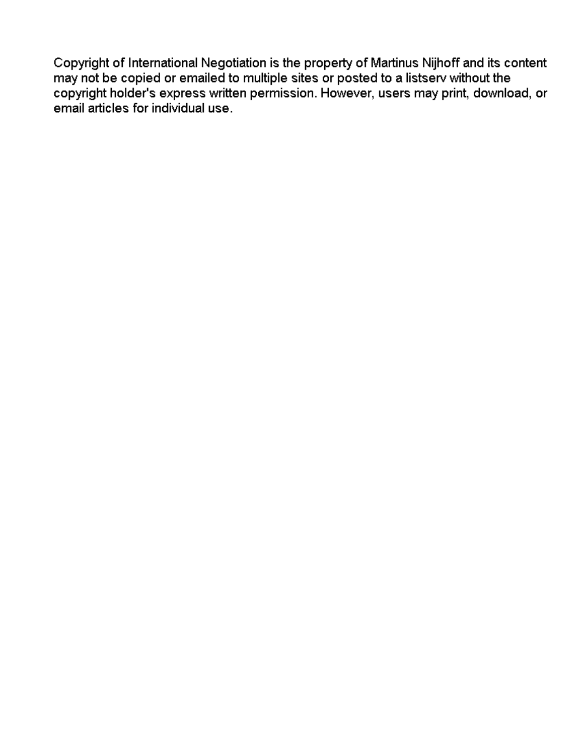Copyright of International Negotiation is the property of Martinus Nijhoff and its content may not be copied or emailed to multiple sites or posted to a listserv without the copyright holder's express written permission. However, users may print, download, or email articles for individual use.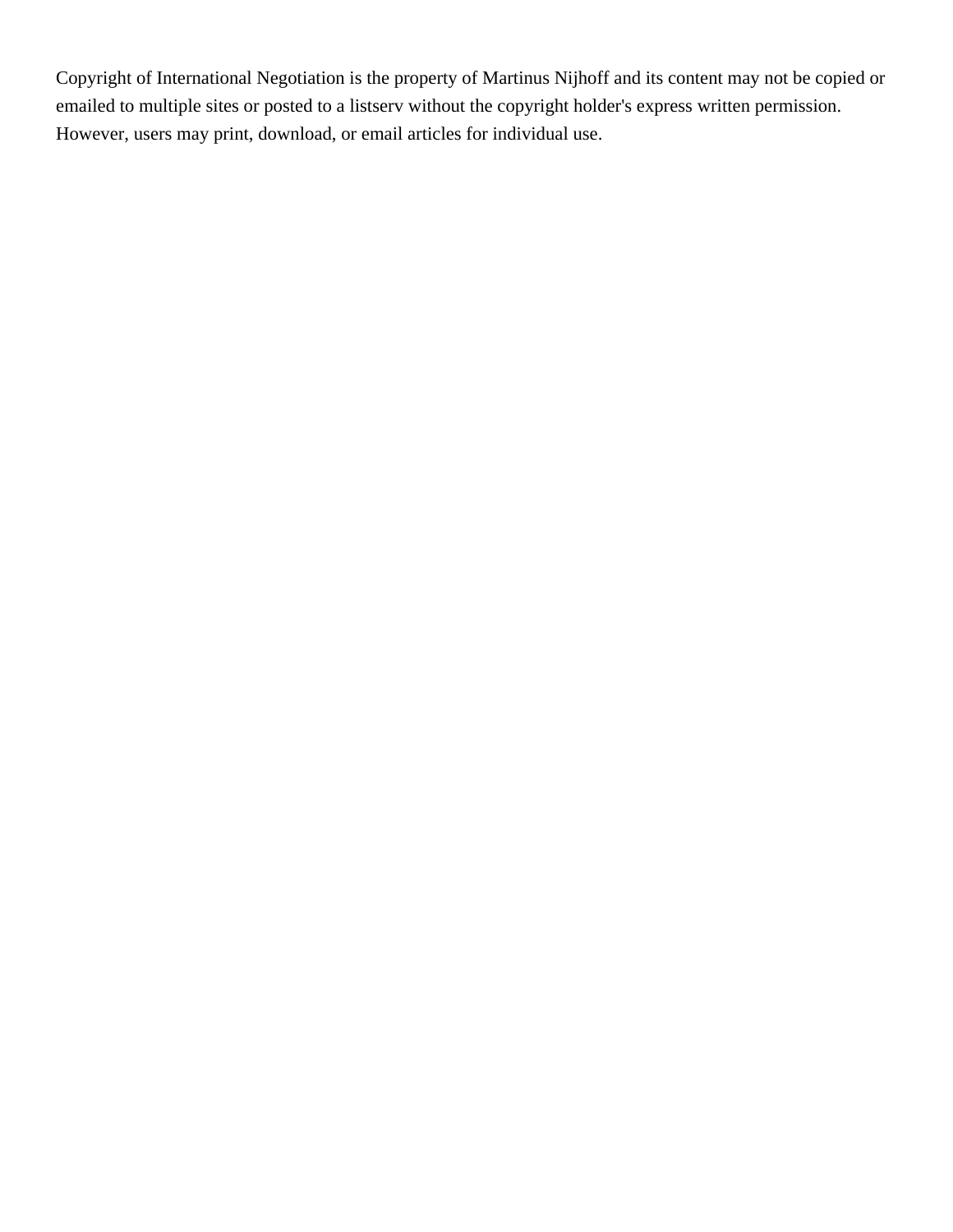Copyright of International Negotiation is the property of Martinus Nijhoff and its content may not be copied or emailed to multiple sites or posted to a listserv without the copyright holder's express written permission. However, users may print, download, or email articles for individual use.